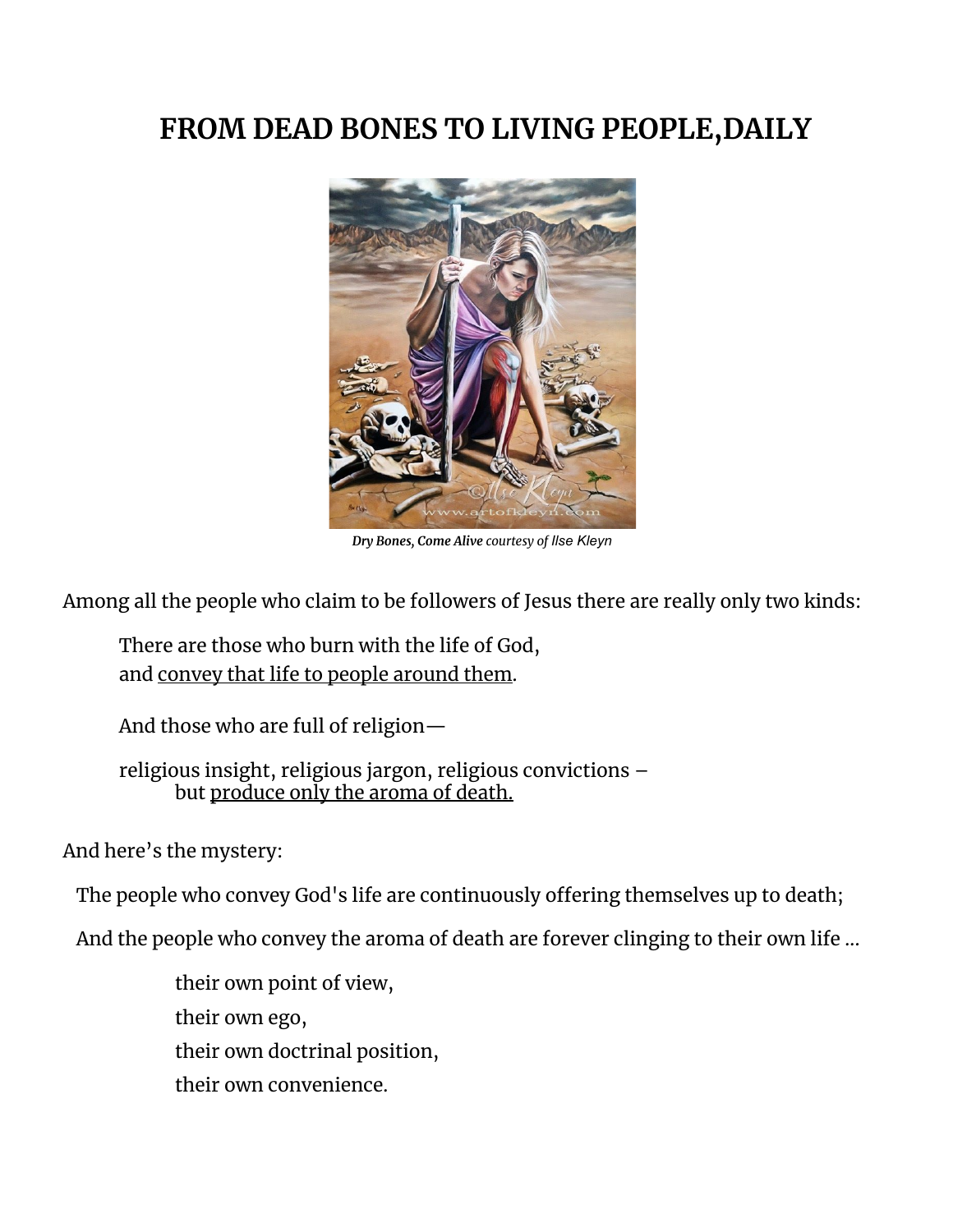# FROM DEAD BONES TO LIVING PEOPLE,DAILY

***Dry Bones, Come Alive*** *courtesy of Ilse Kleyn*

Among all the people who claim to be followers of Jesus there are really only two kinds:

> There are those who burn with the life of God,
> and <u>convey that life to people around them</u>.
>
> And those who are full of religion—
>
> religious insight, religious jargon, religious convictions –
> but <u>produce only the aroma of death.</u>

And here's the mystery:

The people who convey God's life are continuously offering themselves up to death;

And the people who convey the aroma of death are forever clinging to their own life ...

> their own point of view,
> their own ego,
> their own doctrinal position,
> their own convenience.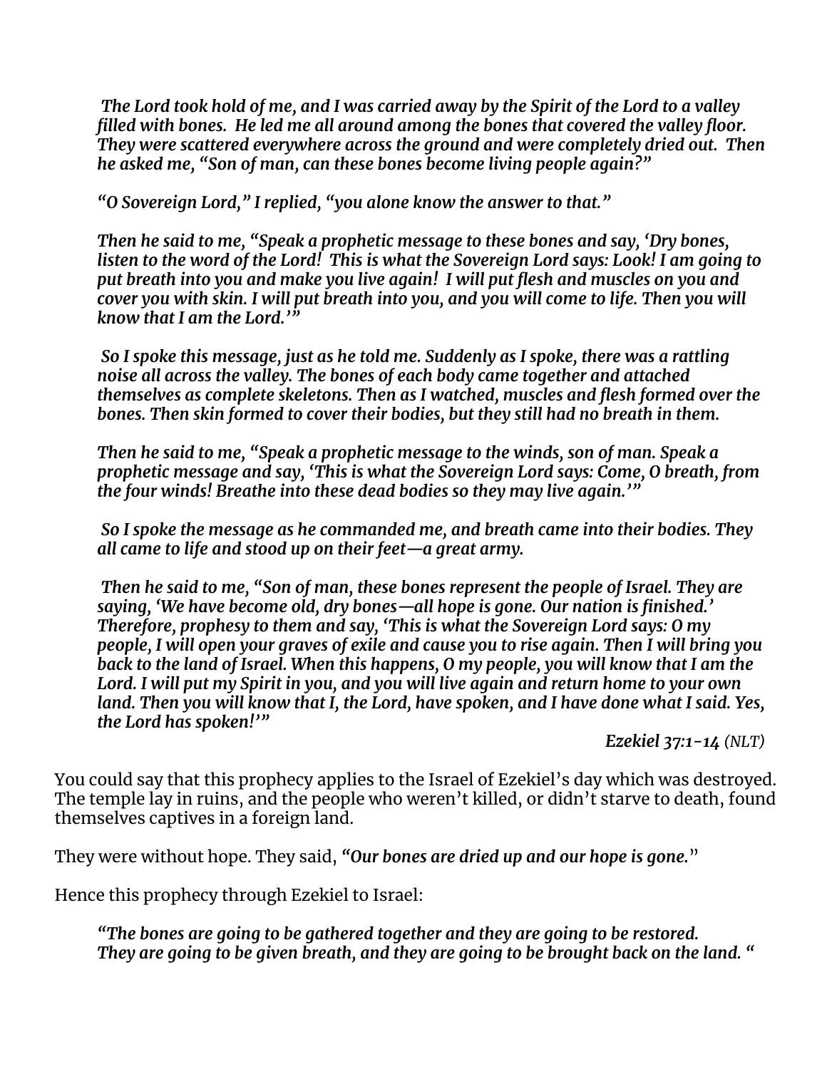*The Lord took hold of me, and I was carried away by the Spirit of the Lord to a valley filled with bones. He led me all around among the bones that covered the valley floor. They were scattered everywhere across the ground and were completely dried out. Then he asked me, "Son of man, can these bones become living people again?"*

*"O Sovereign Lord," I replied, "you alone know the answer to that."*

*Then he said to me, "Speak a prophetic message to these bones and say, 'Dry bones, listen to the word of the Lord! This is what the Sovereign Lord says: Look! I am going to put breath into you and make you live again! I will put flesh and muscles on you and cover you with skin. I will put breath into you, and you will come to life. Then you will know that I am the Lord.'"*

*So I spoke this message, just as he told me. Suddenly as I spoke, there was a rattling noise all across the valley. The bones of each body came together and attached themselves as complete skeletons. Then as I watched, muscles and flesh formed over the bones. Then skin formed to cover their bodies, but they still had no breath in them.*

*Then he said to me, "Speak a prophetic message to the winds, son of man. Speak a prophetic message and say, 'This is what the Sovereign Lord says: Come, O breath, from the four winds! Breathe into these dead bodies so they may live again.'"*

*So I spoke the message as he commanded me, and breath came into their bodies. They all came to life and stood up on their feet—a great army.*

*Then he said to me, "Son of man, these bones represent the people of Israel. They are saying, 'We have become old, dry bones—all hope is gone. Our nation is finished.' Therefore, prophesy to them and say, 'This is what the Sovereign Lord says: O my people, I will open your graves of exile and cause you to rise again. Then I will bring you back to the land of Israel. When this happens, O my people, you will know that I am the Lord. I will put my Spirit in you, and you will live again and return home to your own land. Then you will know that I, the Lord, have spoken, and I have done what I said. Yes, the Lord has spoken!'"*

***Ezekiel 37:1-14*** *(NLT)*

You could say that this prophecy applies to the Israel of Ezekiel's day which was destroyed. The temple lay in ruins, and the people who weren't killed, or didn't starve to death, found themselves captives in a foreign land.

They were without hope. They said, ***"Our bones are dried up and our hope is gone."***

Hence this prophecy through Ezekiel to Israel:

***"The bones are going to be gathered together and they are going to be restored. They are going to be given breath, and they are going to be brought back on the land. "***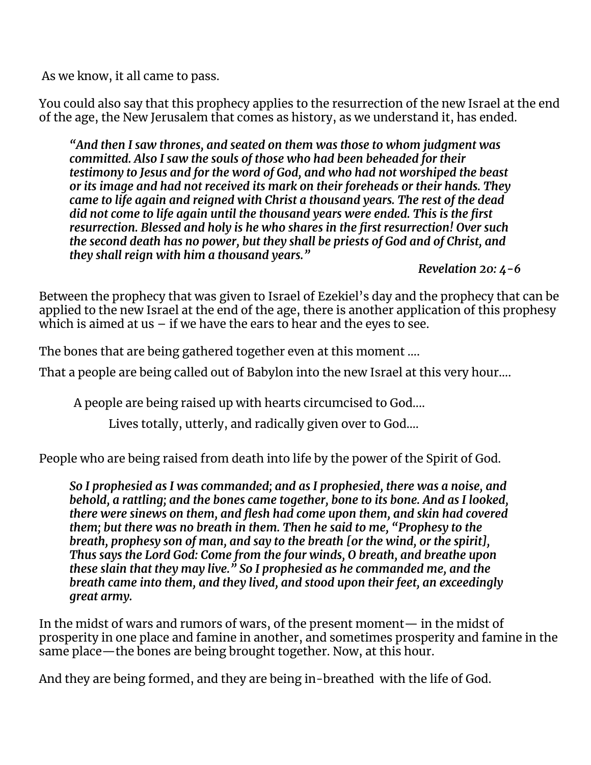As we know, it all came to pass.

You could also say that this prophecy applies to the resurrection of the new Israel at the end of the age, the New Jerusalem that comes as history, as we understand it, has ended.

> ***"And then I saw thrones, and seated on them was those to whom judgment was committed. Also I saw the souls of those who had been beheaded for their testimony to Jesus and for the word of God, and who had not worshiped the beast or its image and had not received its mark on their foreheads or their hands. They came to life again and reigned with Christ a thousand years. The rest of the dead did not come to life again until the thousand years were ended. This is the first resurrection. Blessed and holy is he who shares in the first resurrection! Over such the second death has no power, but they shall be priests of God and of Christ, and they shall reign with him a thousand years."***
>
> ***Revelation 20: 4-6***

Between the prophecy that was given to Israel of Ezekiel's day and the prophecy that can be applied to the new Israel at the end of the age, there is another application of this prophesy which is aimed at us – if we have the ears to hear and the eyes to see.

The bones that are being gathered together even at this moment ....

That a people are being called out of Babylon into the new Israel at this very hour....

A people are being raised up with hearts circumcised to God....

Lives totally, utterly, and radically given over to God....

People who are being raised from death into life by the power of the Spirit of God.

> ***So I prophesied as I was commanded; and as I prophesied, there was a noise, and behold, a rattling; and the bones came together, bone to its bone. And as I looked, there were sinews on them, and flesh had come upon them, and skin had covered them; but there was no breath in them. Then he said to me, "Prophesy to the breath, prophesy son of man, and say to the breath [or the wind, or the spirit], Thus says the Lord God: Come from the four winds, O breath, and breathe upon these slain that they may live." So I prophesied as he commanded me, and the breath came into them, and they lived, and stood upon their feet, an exceedingly great army.***

In the midst of wars and rumors of wars, of the present moment— in the midst of prosperity in one place and famine in another, and sometimes prosperity and famine in the same place—the bones are being brought together. Now, at this hour.

And they are being formed, and they are being in-breathed with the life of God.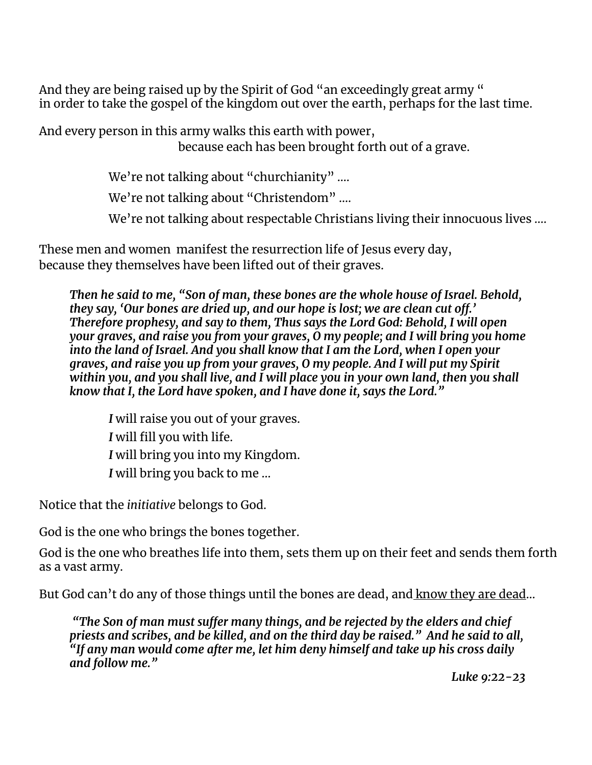And they are being raised up by the Spirit of God "an exceedingly great army "
in order to take the gospel of the kingdom out over the earth, perhaps for the last time.

And every person in this army walks this earth with power,
because each has been brought forth out of a grave.

> We're not talking about "churchianity" ....
>
> We're not talking about "Christendom" ....
>
> We're not talking about respectable Christians living their innocuous lives ....

These men and women manifest the resurrection life of Jesus every day,
because they themselves have been lifted out of their graves.

> ***Then he said to me, "Son of man, these bones are the whole house of Israel. Behold, they say, 'Our bones are dried up, and our hope is lost; we are clean cut off.' Therefore prophesy, and say to them, Thus says the Lord God: Behold, I will open your graves, and raise you from your graves, O my people; and I will bring you home into the land of Israel. And you shall know that I am the Lord, when I open your graves, and raise you up from your graves, O my people. And I will put my Spirit within you, and you shall live, and I will place you in your own land, then you shall know that I, the Lord have spoken, and I have done it, says the Lord."***

> ***I*** will raise you out of your graves.
>
> ***I*** will fill you with life.
>
> ***I*** will bring you into my Kingdom.
>
> ***I*** will bring you back to me ...

Notice that the *initiative* belongs to God.

God is the one who brings the bones together.

God is the one who breathes life into them, sets them up on their feet and sends them forth as a vast army.

But God can't do any of those things until the bones are dead, and <u>know they are dead</u>...

> ***"The Son of man must suffer many things, and be rejected by the elders and chief priests and scribes, and be killed, and on the third day be raised." And he said to all, "If any man would come after me, let him deny himself and take up his cross daily and follow me."***
>
> ***Luke 9:22-23***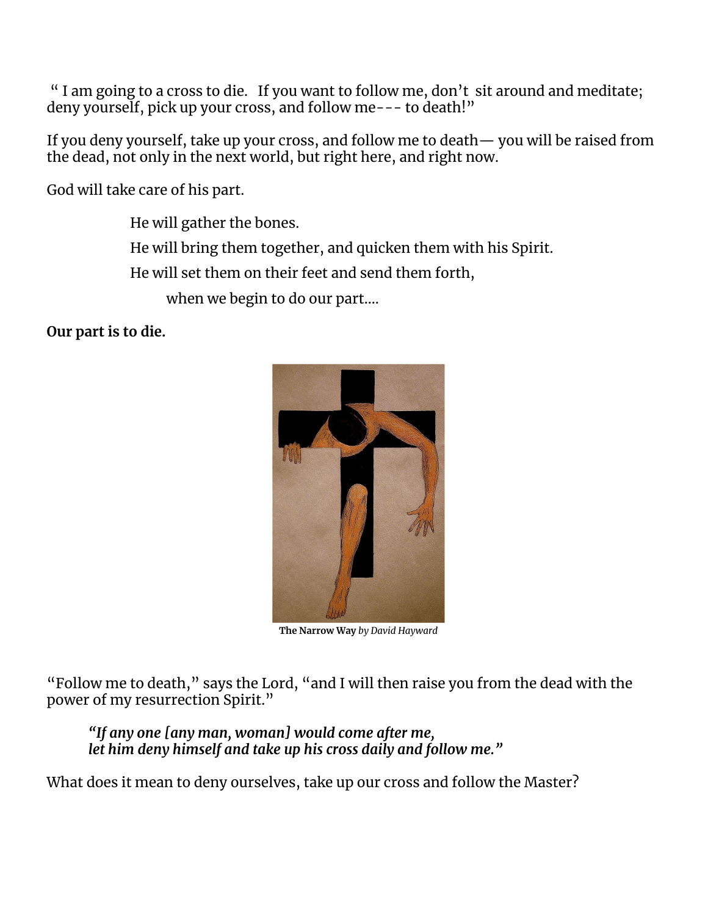" I am going to a cross to die.   If you want to follow me, don't  sit around and meditate; deny yourself, pick up your cross, and follow me--- to death!"

If you deny yourself, take up your cross, and follow me to death— you will be raised from the dead, not only in the next world, but right here, and right now.

God will take care of his part.

> He will gather the bones.
>
> He will bring them together, and quicken them with his Spirit.
>
> He will set them on their feet and send them forth,
>
> when we begin to do our part....

**Our part is to die.**

**The Narrow Way** *by David Hayward*

"Follow me to death," says the Lord, "and I will then raise you from the dead with the power of my resurrection Spirit."

> ***"If any one [any man, woman] would come after me,***
> ***let him deny himself and take up his cross daily and follow me."***

What does it mean to deny ourselves, take up our cross and follow the Master?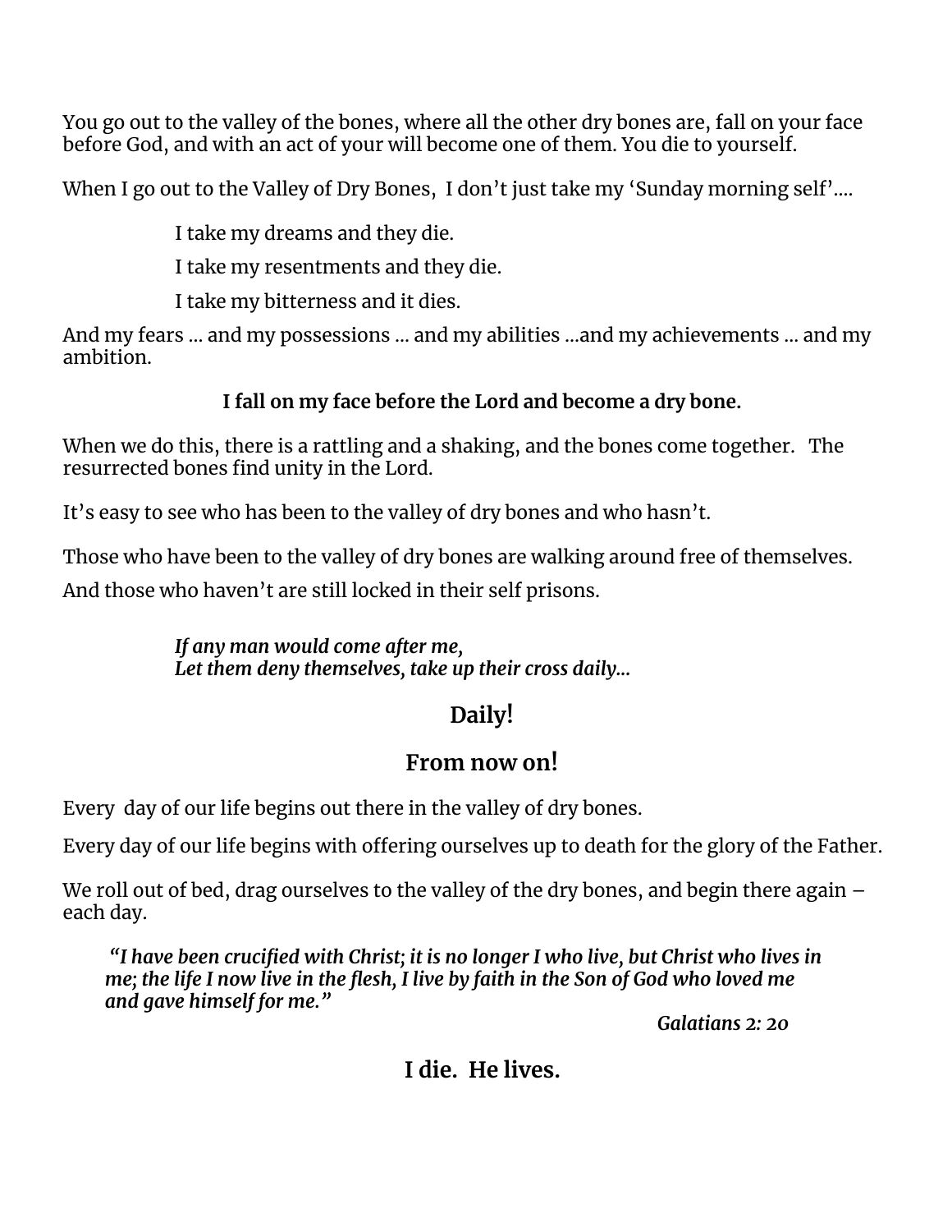You go out to the valley of the bones, where all the other dry bones are, fall on your face before God, and with an act of your will become one of them. You die to yourself.

When I go out to the Valley of Dry Bones, I don't just take my 'Sunday morning self'....

> I take my dreams and they die.
>
> I take my resentments and they die.
>
> I take my bitterness and it dies.

And my fears ... and my possessions ... and my abilities ...and my achievements ... and my ambition.

**I fall on my face before the Lord and become a dry bone.**

When we do this, there is a rattling and a shaking, and the bones come together. The resurrected bones find unity in the Lord.

It's easy to see who has been to the valley of dry bones and who hasn't.

Those who have been to the valley of dry bones are walking around free of themselves.

And those who haven't are still locked in their self prisons.

> ***If any man would come after me,***
> ***Let them deny themselves, take up their cross daily...***

**Daily!**

**From now on!**

Every day of our life begins out there in the valley of dry bones.

Every day of our life begins with offering ourselves up to death for the glory of the Father.

We roll out of bed, drag ourselves to the valley of the dry bones, and begin there again – each day.

> ***"I have been crucified with Christ; it is no longer I who live, but Christ who lives in me; the life I now live in the flesh, I live by faith in the Son of God who loved me and gave himself for me."***
>
> ***Galatians 2: 20***

**I die. He lives.**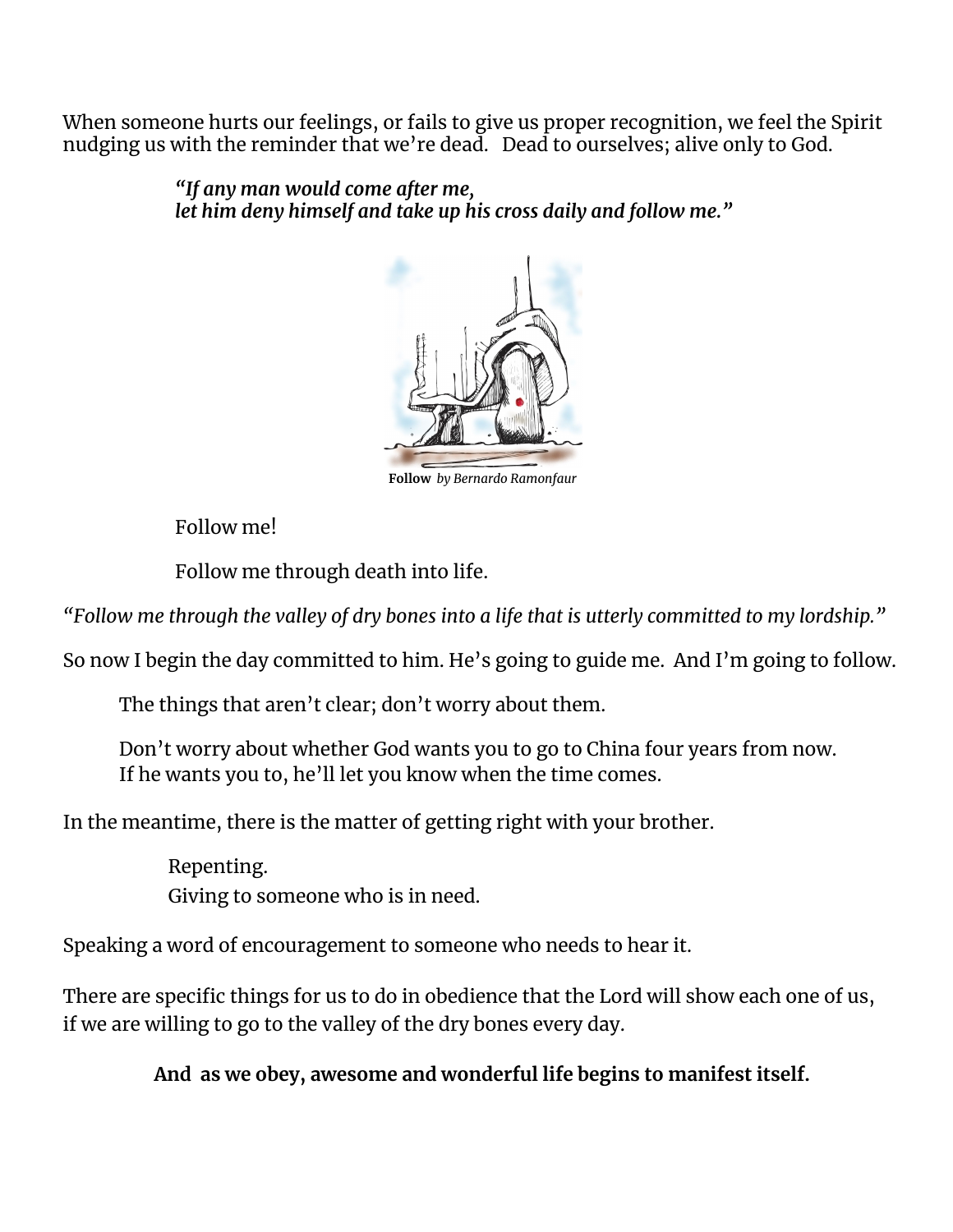When someone hurts our feelings, or fails to give us proper recognition, we feel the Spirit nudging us with the reminder that we're dead.   Dead to ourselves; alive only to God.

> ***"If any man would come after me,***
> ***let him deny himself and take up his cross daily and follow me."***

**Follow** *by Bernardo Ramonfaur*

Follow me!

Follow me through death into life.

*"Follow me through the valley of dry bones into a life that is utterly committed to my lordship."*

So now I begin the day committed to him. He's going to guide me.  And I'm going to follow.

The things that aren't clear; don't worry about them.

Don't worry about whether God wants you to go to China four years from now.
If he wants you to, he'll let you know when the time comes.

In the meantime, there is the matter of getting right with your brother.

Repenting.
Giving to someone who is in need.

Speaking a word of encouragement to someone who needs to hear it.

There are specific things for us to do in obedience that the Lord will show each one of us, if we are willing to go to the valley of the dry bones every day.

**And  as we obey, awesome and wonderful life begins to manifest itself.**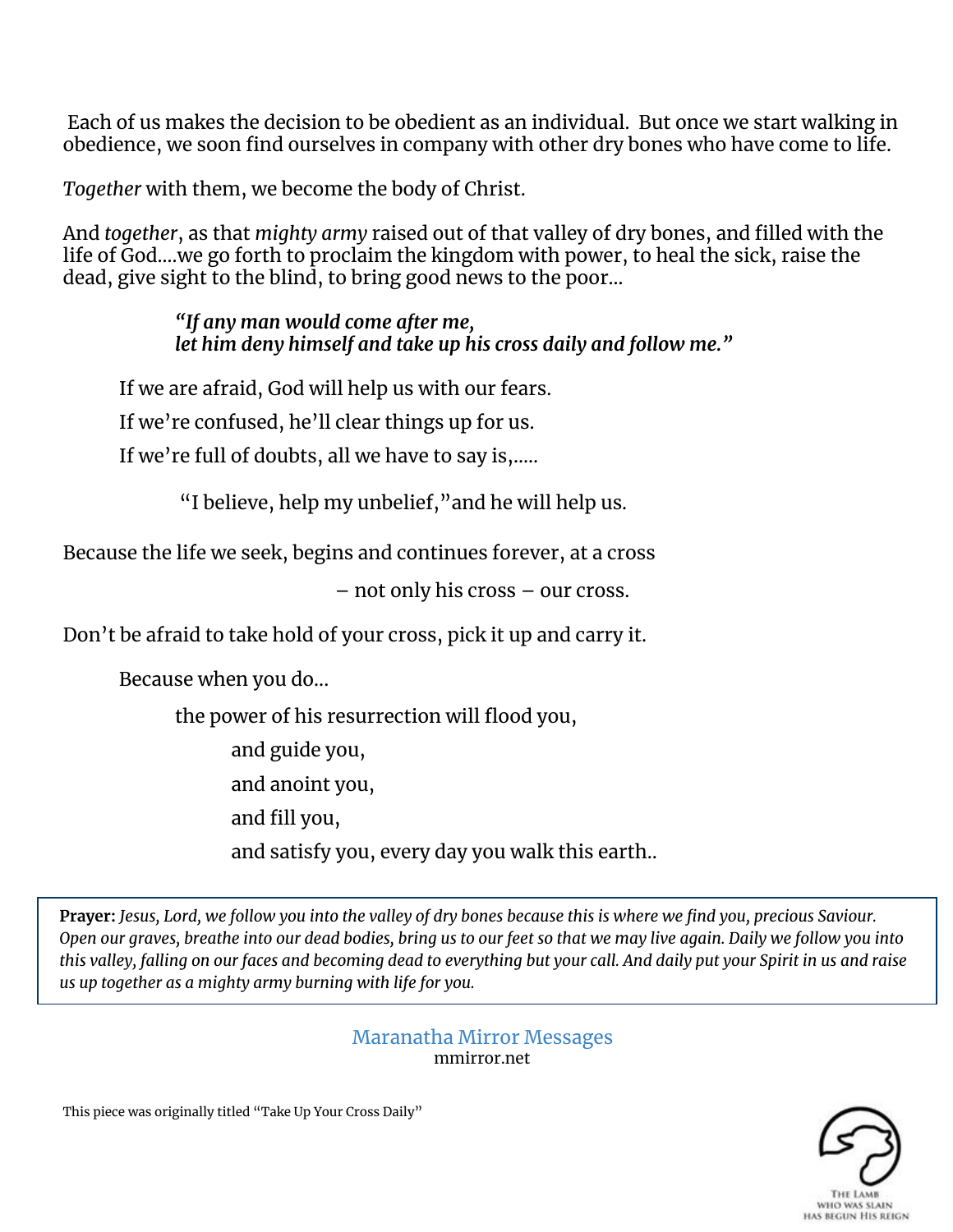Each of us makes the decision to be obedient as an individual. But once we start walking in obedience, we soon find ourselves in company with other dry bones who have come to life.

*Together* with them, we become the body of Christ.

And *together*, as that *mighty army* raised out of that valley of dry bones, and filled with the life of God....we go forth to proclaim the kingdom with power, to heal the sick, raise the dead, give sight to the blind, to bring good news to the poor...

> ***"If any man would come after me,***
> ***let him deny himself and take up his cross daily and follow me."***

If we are afraid, God will help us with our fears.

If we're confused, he'll clear things up for us.

If we're full of doubts, all we have to say is,.....

"I believe, help my unbelief,"and he will help us.

Because the life we seek, begins and continues forever, at a cross

– not only his cross – our cross.

Don't be afraid to take hold of your cross, pick it up and carry it.

Because when you do...

the power of his resurrection will flood you,

and guide you,

and anoint you,

and fill you,

and satisfy you, every day you walk this earth..

> **Prayer:** *Jesus, Lord, we follow you into the valley of dry bones because this is where we find you, precious Saviour. Open our graves, breathe into our dead bodies, bring us to our feet so that we may live again. Daily we follow you into this valley, falling on our faces and becoming dead to everything but your call. And daily put your Spirit in us and raise us up together as a mighty army burning with life for you.*

Maranatha Mirror Messages
mmirror.net

This piece was originally titled "Take Up Your Cross Daily"

The Lamb who was slain has begun His reign